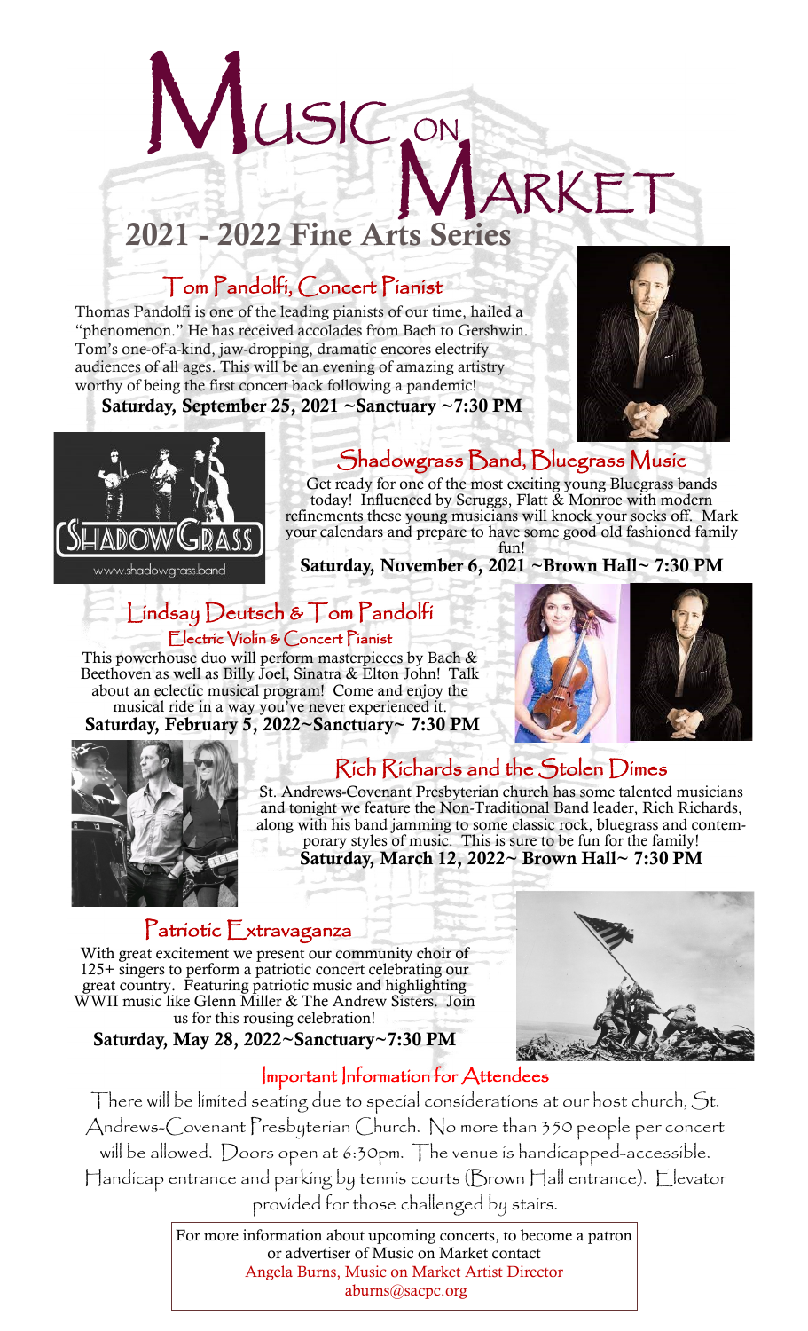# Music on Market

## 2021 - 2022 Fine Arts Series

### Tom Pandolfi, Concert Pianist

Thomas Pandolfi is one of the leading pianists of our time, hailed a "phenomenon." He has received accolades from Bach to Gershwin. Tom's one-of-a-kind, jaw-dropping, dramatic encores electrify audiences of all ages. This will be an evening of amazing artistry worthy of being the first concert back following a pandemic!

**Saturday, September 25, 2021 ~Sanctuary ~7:30 PM**

### Shadowgrass Band, Bluegrass Music

Get ready for one of the most exciting young Bluegrass bands today! Influenced by Scruggs, Flatt & Monroe with modern refinements these young musicians will knock your socks off. Mark your calendars and prepare to have some good old fashioned family fun!

**Saturday, November 6, 2021 ~Brown Hall~ 7:30 PM**

### Lindsay Deutsch & Tom Pandolfi

#### Electric Violin & Concert Pianist

This powerhouse duo will perform masterpieces by Bach & Beethoven as well as Billy Joel, Sinatra & Elton John! Talk about an eclectic musical program! Come and enjoy the musical ride in a way you've never experienced it.

**Saturday, February 5, 2022~Sanctuary~ 7:30 PM**

### Rich Richards and the Stolen Dimes

St. Andrews-Covenant Presbyterian church has some talented musicians and tonight we feature the Non-Traditional Band leader, Rich Richards, along with his band jamming to some classic rock, bluegrass and contemporary styles of music. This is sure to be fun for the family!

**Saturday, March 12, 2022~ Brown Hall~ 7:30 PM**

### Patriotic Extravaganza

With great excitement we present our community choir of 125+ singers to perform a patriotic concert celebrating our great country. Featuring patriotic music and highlighting WWII music like Glenn Miller & The Andrew Sisters. Join us for this rousing celebration!

**Saturday, May 28, 2022~Sanctuary~7:30 PM**

### Important Information for Attendees

There will be limited seating due to special considerations at our host church, St. Andrews-Covenant Presbyterian Church. No more than 350 people per concert will be allowed. Doors open at 6:30pm. The venue is handicapped-accessible. Handicap entrance and parking by tennis courts (Brown Hall entrance). Elevator provided for those challenged by stairs.

For more information about upcoming concerts, to become a patron or advertiser of Music on Market contact
Angela Burns, Music on Market Artist Director
aburns@sacpc.org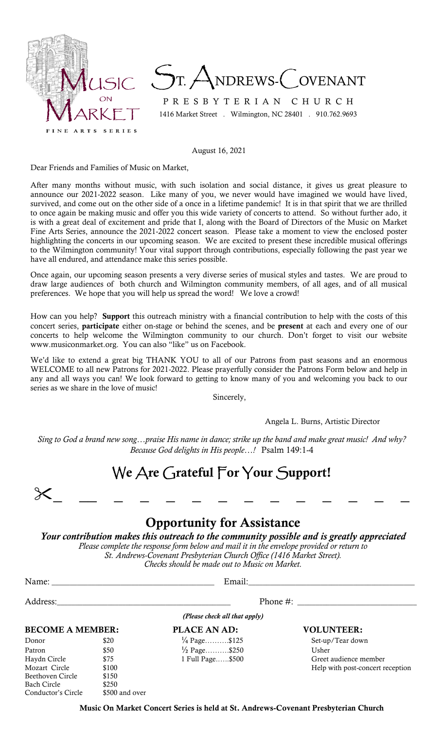Music on Market

FINE ARTS SERIES

# St. Andrews-Covenant

PRESBYTERIAN CHURCH

1416 Market Street . Wilmington, NC 28401 . 910.762.9693

August 16, 2021

Dear Friends and Families of Music on Market,

After many months without music, with such isolation and social distance, it gives us great pleasure to announce our 2021-2022 season. Like many of you, we never would have imagined we would have lived, survived, and come out on the other side of a once in a lifetime pandemic! It is in that spirit that we are thrilled to once again be making music and offer you this wide variety of concerts to attend. So without further ado, it is with a great deal of excitement and pride that I, along with the Board of Directors of the Music on Market Fine Arts Series, announce the 2021-2022 concert season. Please take a moment to view the enclosed poster highlighting the concerts in our upcoming season. We are excited to present these incredible musical offerings to the Wilmington community! Your vital support through contributions, especially following the past year we have all endured, and attendance make this series possible.

Once again, our upcoming season presents a very diverse series of musical styles and tastes. We are proud to draw large audiences of both church and Wilmington community members, of all ages, and of all musical preferences. We hope that you will help us spread the word! We love a crowd!

How can you help? **Support** this outreach ministry with a financial contribution to help with the costs of this concert series, **participate** either on-stage or behind the scenes, and be **present** at each and every one of our concerts to help welcome the Wilmington community to our church. Don't forget to visit our website www.musiconmarket.org. You can also "like" us on Facebook.

We'd like to extend a great big THANK YOU to all of our Patrons from past seasons and an enormous WELCOME to all new Patrons for 2021-2022. Please prayerfully consider the Patrons Form below and help in any and all ways you can! We look forward to getting to know many of you and welcoming you back to our series as we share in the love of music!

Sincerely,

Angela L. Burns, Artistic Director

*Sing to God a brand new song…praise His name in dance; strike up the band and make great music! And why? Because God delights in His people…!* Psalm 149:1-4

## We Are Grateful For Your Support!

✂ — — — — — — — — — — — — — —

## Opportunity for Assistance

***Your contribution makes this outreach to the community possible and is greatly appreciated***

*Please complete the response form below and mail it in the envelope provided or return to St. Andrews-Covenant Presbyterian Church Office (1416 Market Street). Checks should be made out to Music on Market.*

Name: ____________________ Email: ____________________

Address: ____________________ Phone #: ____________________

*(Please check all that apply)*

**BECOME A MEMBER:**

| | |
|---|---|
| Donor | $20 |
| Patron | $50 |
| Haydn Circle | $75 |
| Mozart Circle | $100 |
| Beethoven Circle | $150 |
| Bach Circle | $250 |
| Conductor's Circle | $500 and over |

**PLACE AN AD:**

- ¼ Page……….$125
- ½ Page……….$250
- 1 Full Page……$500

**VOLUNTEER:**

- Set-up/Tear down
- Usher
- Greet audience member
- Help with post-concert reception

**Music On Market Concert Series is held at St. Andrews-Covenant Presbyterian Church**